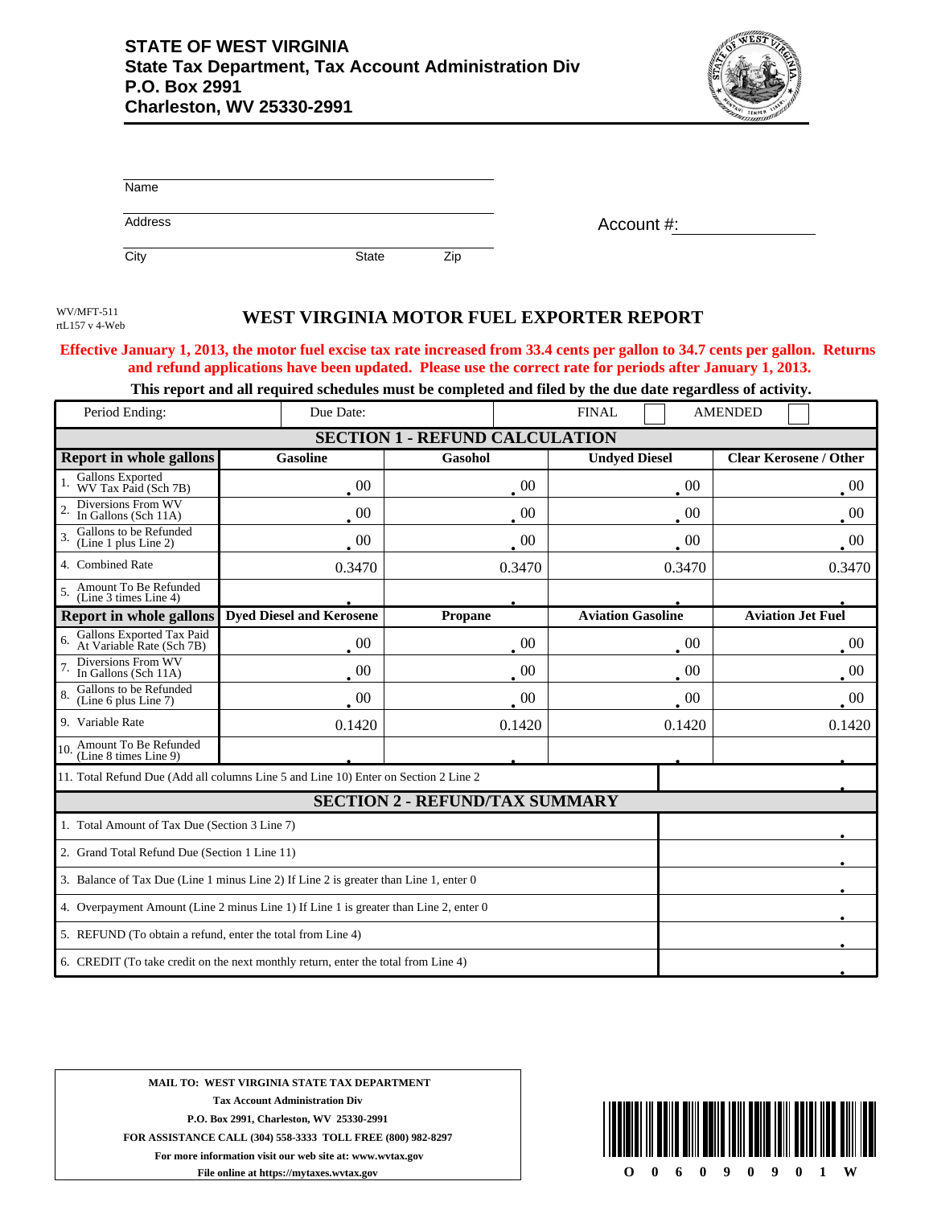**STATE OF WEST VIRGINIA**
**State Tax Department, Tax Account Administration Div**
**P.O. Box 2991**
**Charleston, WV 25330-2991**

Name

Address

City State Zip

Account #:

WV/MFT-511
rtL157 v 4-Web

# WEST VIRGINIA MOTOR FUEL EXPORTER REPORT

**Effective January 1, 2013, the motor fuel excise tax rate increased from 33.4 cents per gallon to 34.7 cents per gallon. Returns and refund applications have been updated. Please use the correct rate for periods after January 1, 2013.**

**This report and all required schedules must be completed and filed by the due date regardless of activity.**

| Period Ending: | Due Date: | FINAL ☐ | AMENDED ☐ |
|---|---|---|---|

## SECTION 1 - REFUND CALCULATION

| Report in whole gallons | Gasoline | Gasohol | Undyed Diesel | Clear Kerosene / Other |
|---|---|---|---|---|
| 1. Gallons Exported WV Tax Paid (Sch 7B) | .00 | .00 | .00 | .00 |
| 2. Diversions From WV In Gallons (Sch 11A) | .00 | .00 | .00 | .00 |
| 3. Gallons to be Refunded (Line 1 plus Line 2) | .00 | .00 | .00 | .00 |
| 4. Combined Rate | 0.3470 | 0.3470 | 0.3470 | 0.3470 |
| 5. Amount To Be Refunded (Line 3 times Line 4) | . | . | . | . |
| **Report in whole gallons** | **Dyed Diesel and Kerosene** | **Propane** | **Aviation Gasoline** | **Aviation Jet Fuel** |
| 6. Gallons Exported Tax Paid At Variable Rate (Sch 7B) | .00 | .00 | .00 | .00 |
| 7. Diversions From WV In Gallons (Sch 11A) | .00 | .00 | .00 | .00 |
| 8. Gallons to be Refunded (Line 6 plus Line 7) | .00 | .00 | .00 | .00 |
| 9. Variable Rate | 0.1420 | 0.1420 | 0.1420 | 0.1420 |
| 10. Amount To Be Refunded (Line 8 times Line 9) | . | . | . | . |

| | |
|---|---|
| 11. Total Refund Due (Add all columns Line 5 and Line 10) Enter on Section 2 Line 2 | . |

## SECTION 2 - REFUND/TAX SUMMARY

| | |
|---|---|
| 1. Total Amount of Tax Due (Section 3 Line 7) | . |
| 2. Grand Total Refund Due (Section 1 Line 11) | . |
| 3. Balance of Tax Due (Line 1 minus Line 2) If Line 2 is greater than Line 1, enter 0 | . |
| 4. Overpayment Amount (Line 2 minus Line 1) If Line 1 is greater than Line 2, enter 0 | . |
| 5. REFUND (To obtain a refund, enter the total from Line 4) | . |
| 6. CREDIT (To take credit on the next monthly return, enter the total from Line 4) | . |

**MAIL TO: WEST VIRGINIA STATE TAX DEPARTMENT**
**Tax Account Administration Div**
**P.O. Box 2991, Charleston, WV 25330-2991**
**FOR ASSISTANCE CALL (304) 558-3333 TOLL FREE (800) 982-8297**
**For more information visit our web site at: www.wvtax.gov**
**File online at https://mytaxes.wvtax.gov**

O 0 6 0 9 0 9 0 1 W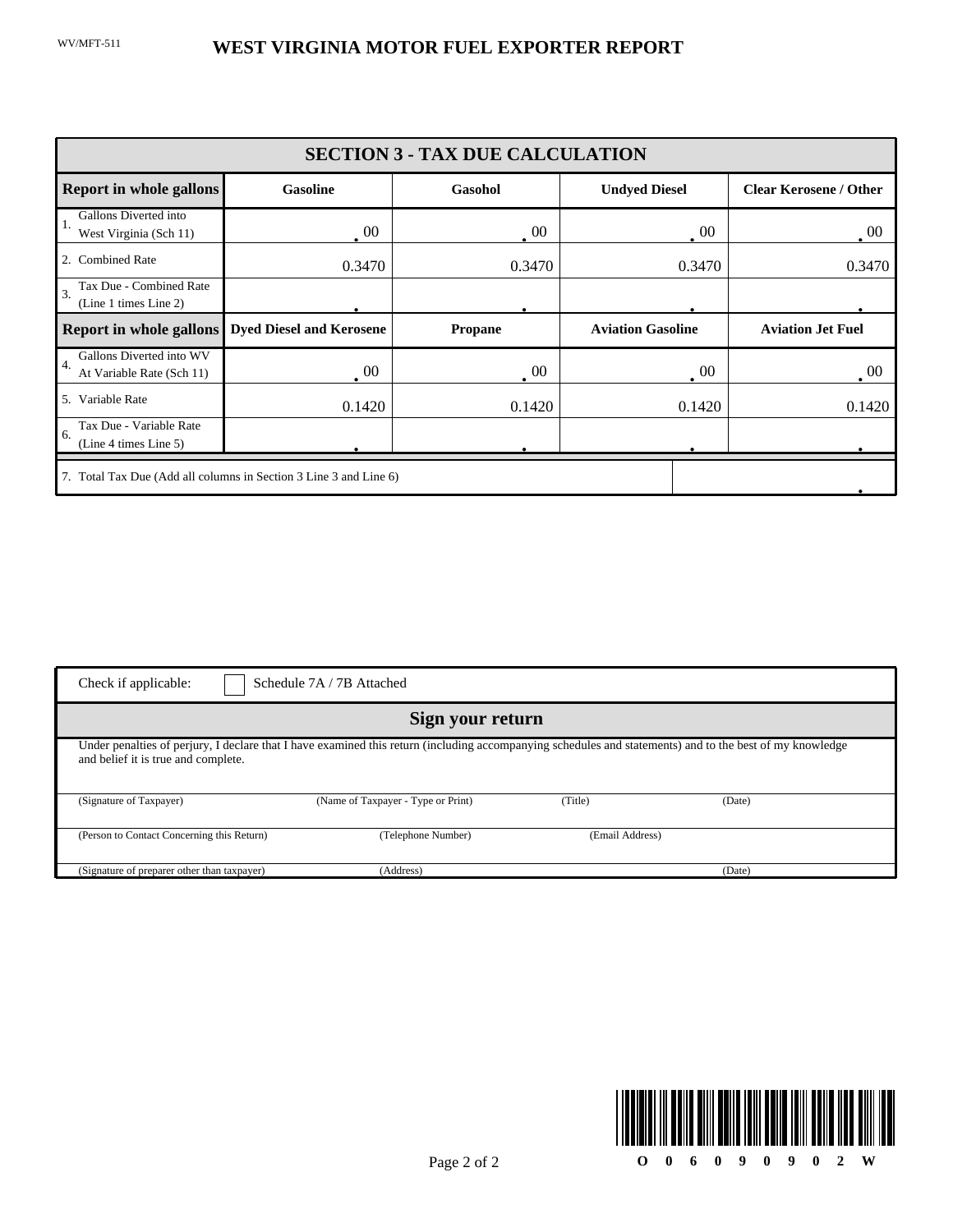WV/MFT-511

# WEST VIRGINIA MOTOR FUEL EXPORTER REPORT

## SECTION 3 - TAX DUE CALCULATION

| Report in whole gallons | Gasoline | Gasohol | Undyed Diesel | Clear Kerosene / Other |
|---|---|---|---|---|
| 1. Gallons Diverted into West Virginia (Sch 11) | .00 | .00 | .00 | .00 |
| 2. Combined Rate | 0.3470 | 0.3470 | 0.3470 | 0.3470 |
| 3. Tax Due - Combined Rate (Line 1 times Line 2) | . | . | . | . |
| **Report in whole gallons** | **Dyed Diesel and Kerosene** | **Propane** | **Aviation Gasoline** | **Aviation Jet Fuel** |
| 4. Gallons Diverted into WV At Variable Rate (Sch 11) | .00 | .00 | .00 | .00 |
| 5. Variable Rate | 0.1420 | 0.1420 | 0.1420 | 0.1420 |
| 6. Tax Due - Variable Rate (Line 4 times Line 5) | . | . | . | . |

| | |
|---|---|
| 7. Total Tax Due (Add all columns in Section 3 Line 3 and Line 6) | . |

Check if applicable: ☐ Schedule 7A / 7B Attached

## Sign your return

Under penalties of perjury, I declare that I have examined this return (including accompanying schedules and statements) and to the best of my knowledge and belief it is true and complete.

| | | | |
|---|---|---|---|
| (Signature of Taxpayer) | (Name of Taxpayer - Type or Print) | (Title) | (Date) |
| (Person to Contact Concerning this Return) | (Telephone Number) | (Email Address) | |
| (Signature of preparer other than taxpayer) | (Address) | | (Date) |

O 0 6 0 9 0 9 0 2 W